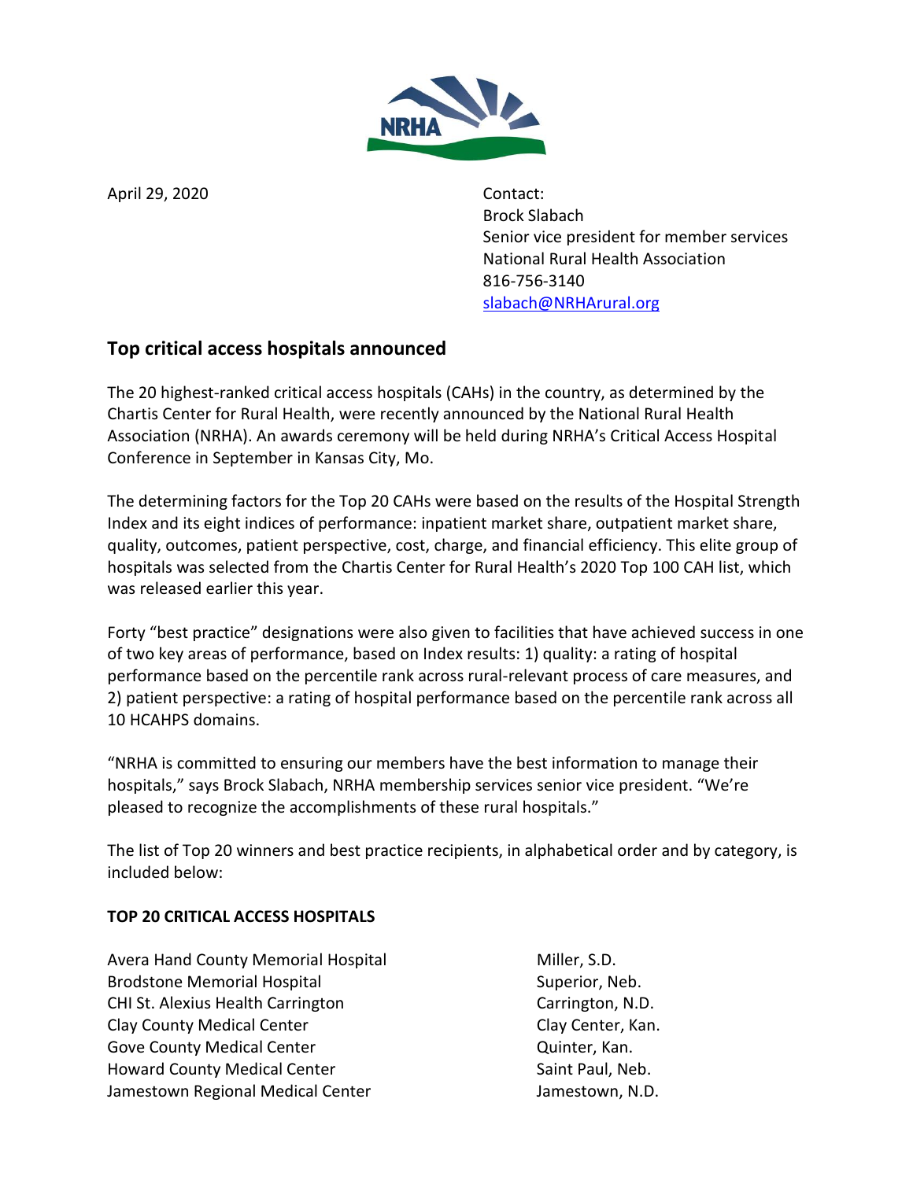April 29, 2020

Contact:
Brock Slabach
Senior vice president for member services
National Rural Health Association
816-756-3140
slabach@NRHArural.org

## Top critical access hospitals announced

The 20 highest-ranked critical access hospitals (CAHs) in the country, as determined by the Chartis Center for Rural Health, were recently announced by the National Rural Health Association (NRHA). An awards ceremony will be held during NRHA's Critical Access Hospital Conference in September in Kansas City, Mo.

The determining factors for the Top 20 CAHs were based on the results of the Hospital Strength Index and its eight indices of performance: inpatient market share, outpatient market share, quality, outcomes, patient perspective, cost, charge, and financial efficiency. This elite group of hospitals was selected from the Chartis Center for Rural Health's 2020 Top 100 CAH list, which was released earlier this year.

Forty "best practice" designations were also given to facilities that have achieved success in one of two key areas of performance, based on Index results: 1) quality: a rating of hospital performance based on the percentile rank across rural-relevant process of care measures, and 2) patient perspective: a rating of hospital performance based on the percentile rank across all 10 HCAHPS domains.

"NRHA is committed to ensuring our members have the best information to manage their hospitals," says Brock Slabach, NRHA membership services senior vice president. "We're pleased to recognize the accomplishments of these rural hospitals."

The list of Top 20 winners and best practice recipients, in alphabetical order and by category, is included below:

**TOP 20 CRITICAL ACCESS HOSPITALS**

| | |
|---|---|
| Avera Hand County Memorial Hospital | Miller, S.D. |
| Brodstone Memorial Hospital | Superior, Neb. |
| CHI St. Alexius Health Carrington | Carrington, N.D. |
| Clay County Medical Center | Clay Center, Kan. |
| Gove County Medical Center | Quinter, Kan. |
| Howard County Medical Center | Saint Paul, Neb. |
| Jamestown Regional Medical Center | Jamestown, N.D. |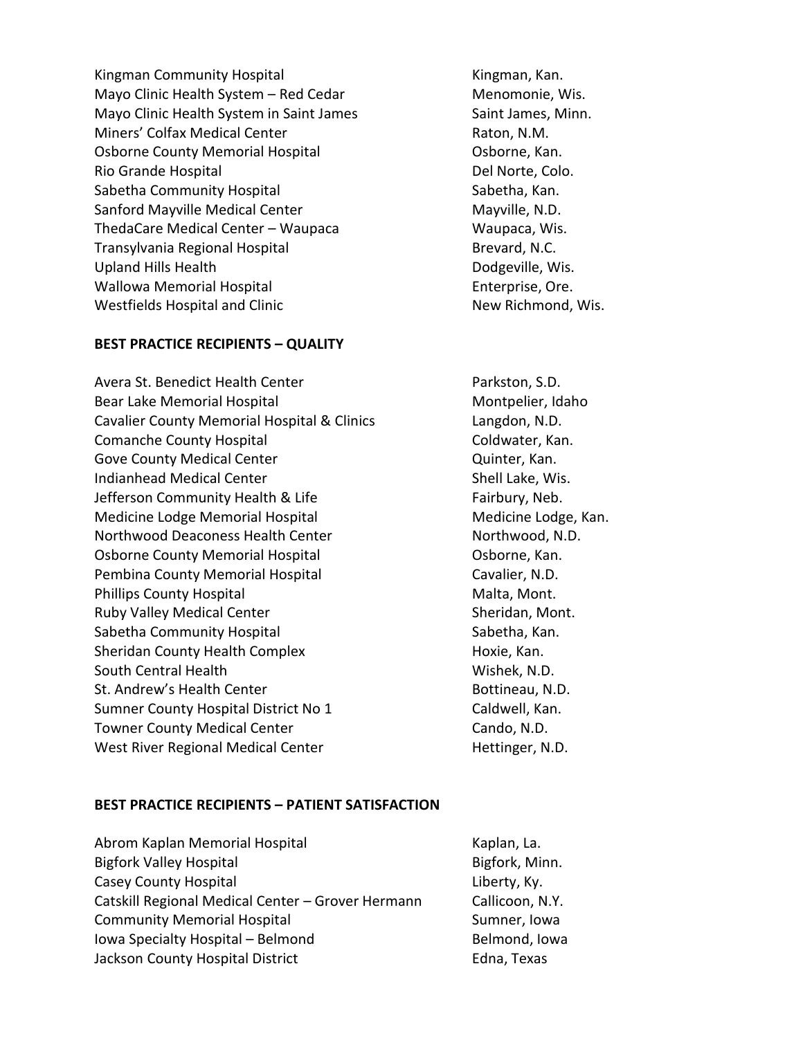| | |
|---|---|
| Kingman Community Hospital | Kingman, Kan. |
| Mayo Clinic Health System – Red Cedar | Menomonie, Wis. |
| Mayo Clinic Health System in Saint James | Saint James, Minn. |
| Miners' Colfax Medical Center | Raton, N.M. |
| Osborne County Memorial Hospital | Osborne, Kan. |
| Rio Grande Hospital | Del Norte, Colo. |
| Sabetha Community Hospital | Sabetha, Kan. |
| Sanford Mayville Medical Center | Mayville, N.D. |
| ThedaCare Medical Center – Waupaca | Waupaca, Wis. |
| Transylvania Regional Hospital | Brevard, N.C. |
| Upland Hills Health | Dodgeville, Wis. |
| Wallowa Memorial Hospital | Enterprise, Ore. |
| Westfields Hospital and Clinic | New Richmond, Wis. |

**BEST PRACTICE RECIPIENTS – QUALITY**

| | |
|---|---|
| Avera St. Benedict Health Center | Parkston, S.D. |
| Bear Lake Memorial Hospital | Montpelier, Idaho |
| Cavalier County Memorial Hospital & Clinics | Langdon, N.D. |
| Comanche County Hospital | Coldwater, Kan. |
| Gove County Medical Center | Quinter, Kan. |
| Indianhead Medical Center | Shell Lake, Wis. |
| Jefferson Community Health & Life | Fairbury, Neb. |
| Medicine Lodge Memorial Hospital | Medicine Lodge, Kan. |
| Northwood Deaconess Health Center | Northwood, N.D. |
| Osborne County Memorial Hospital | Osborne, Kan. |
| Pembina County Memorial Hospital | Cavalier, N.D. |
| Phillips County Hospital | Malta, Mont. |
| Ruby Valley Medical Center | Sheridan, Mont. |
| Sabetha Community Hospital | Sabetha, Kan. |
| Sheridan County Health Complex | Hoxie, Kan. |
| South Central Health | Wishek, N.D. |
| St. Andrew's Health Center | Bottineau, N.D. |
| Sumner County Hospital District No 1 | Caldwell, Kan. |
| Towner County Medical Center | Cando, N.D. |
| West River Regional Medical Center | Hettinger, N.D. |

**BEST PRACTICE RECIPIENTS – PATIENT SATISFACTION**

| | |
|---|---|
| Abrom Kaplan Memorial Hospital | Kaplan, La. |
| Bigfork Valley Hospital | Bigfork, Minn. |
| Casey County Hospital | Liberty, Ky. |
| Catskill Regional Medical Center – Grover Hermann | Callicoon, N.Y. |
| Community Memorial Hospital | Sumner, Iowa |
| Iowa Specialty Hospital – Belmond | Belmond, Iowa |
| Jackson County Hospital District | Edna, Texas |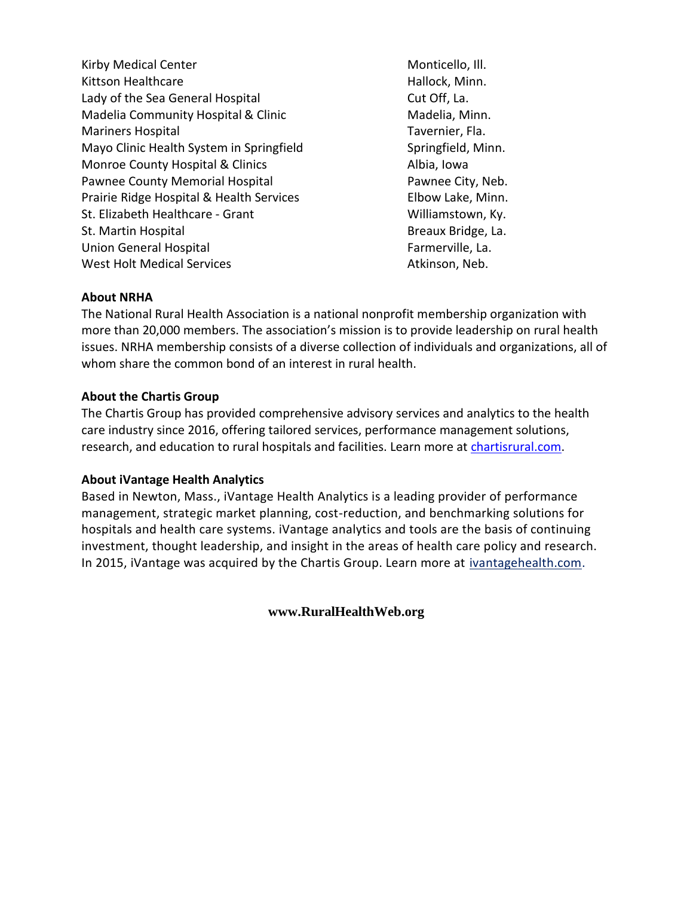| | |
|---|---|
| Kirby Medical Center | Monticello, Ill. |
| Kittson Healthcare | Hallock, Minn. |
| Lady of the Sea General Hospital | Cut Off, La. |
| Madelia Community Hospital & Clinic | Madelia, Minn. |
| Mariners Hospital | Tavernier, Fla. |
| Mayo Clinic Health System in Springfield | Springfield, Minn. |
| Monroe County Hospital & Clinics | Albia, Iowa |
| Pawnee County Memorial Hospital | Pawnee City, Neb. |
| Prairie Ridge Hospital & Health Services | Elbow Lake, Minn. |
| St. Elizabeth Healthcare - Grant | Williamstown, Ky. |
| St. Martin Hospital | Breaux Bridge, La. |
| Union General Hospital | Farmerville, La. |
| West Holt Medical Services | Atkinson, Neb. |

**About NRHA**

The National Rural Health Association is a national nonprofit membership organization with more than 20,000 members. The association's mission is to provide leadership on rural health issues. NRHA membership consists of a diverse collection of individuals and organizations, all of whom share the common bond of an interest in rural health.

**About the Chartis Group**

The Chartis Group has provided comprehensive advisory services and analytics to the health care industry since 2016, offering tailored services, performance management solutions, research, and education to rural hospitals and facilities. Learn more at chartisrural.com.

**About iVantage Health Analytics**

Based in Newton, Mass., iVantage Health Analytics is a leading provider of performance management, strategic market planning, cost-reduction, and benchmarking solutions for hospitals and health care systems. iVantage analytics and tools are the basis of continuing investment, thought leadership, and insight in the areas of health care policy and research. In 2015, iVantage was acquired by the Chartis Group. Learn more at ivantagehealth.com.

**www.RuralHealthWeb.org**